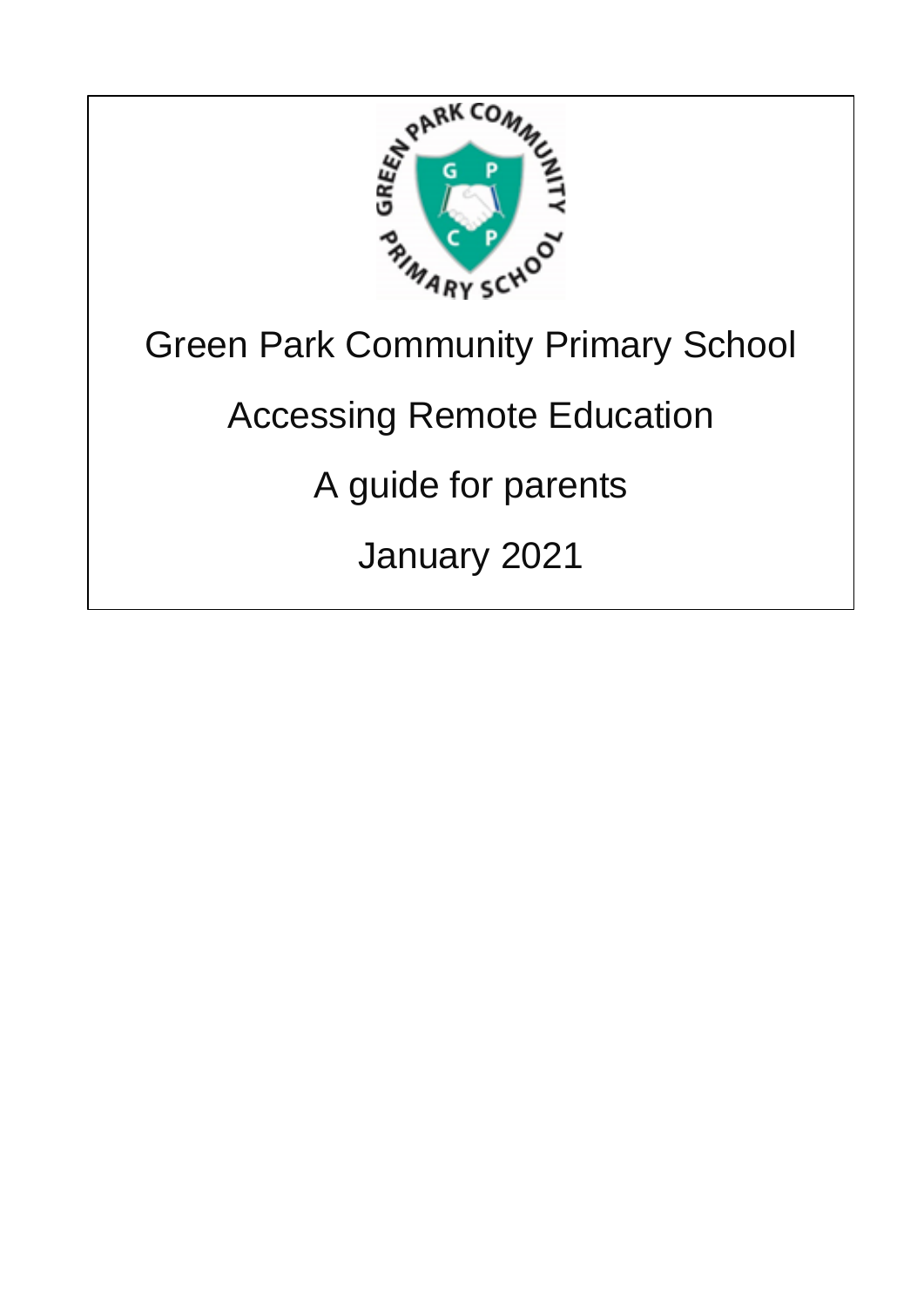# Green Park Community Primary School

## Accessing Remote Education

## A guide for parents

## January 2021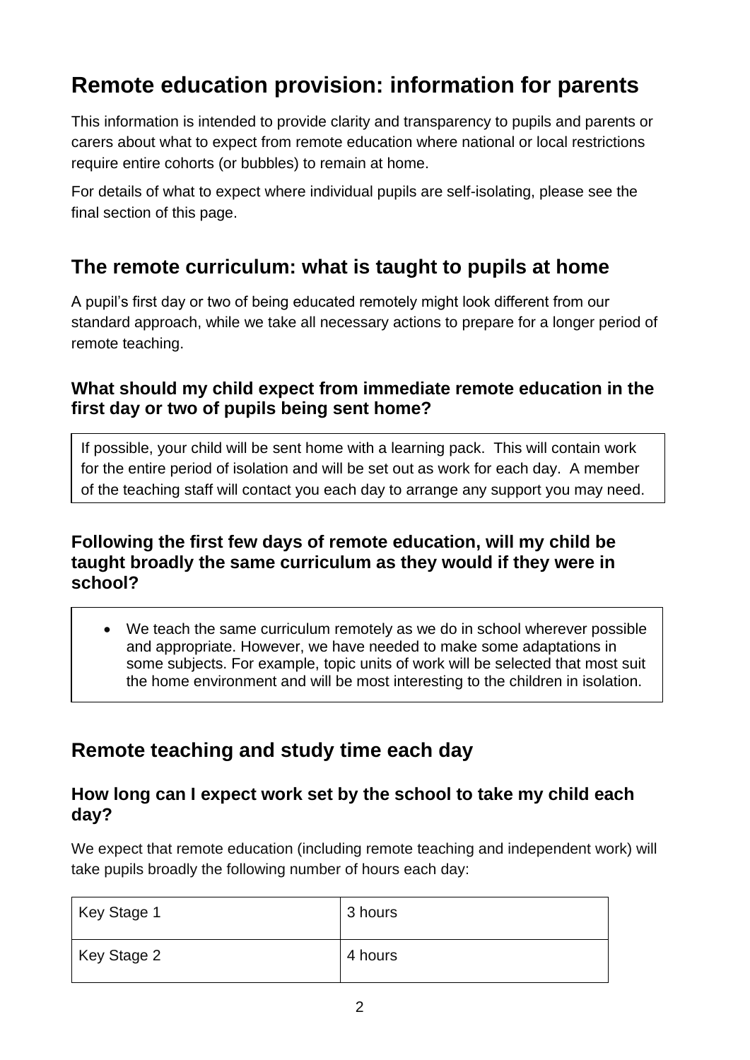# Remote education provision: information for parents

This information is intended to provide clarity and transparency to pupils and parents or carers about what to expect from remote education where national or local restrictions require entire cohorts (or bubbles) to remain at home.

For details of what to expect where individual pupils are self-isolating, please see the final section of this page.

## The remote curriculum: what is taught to pupils at home

A pupil's first day or two of being educated remotely might look different from our standard approach, while we take all necessary actions to prepare for a longer period of remote teaching.

### What should my child expect from immediate remote education in the first day or two of pupils being sent home?

If possible, your child will be sent home with a learning pack. This will contain work for the entire period of isolation and will be set out as work for each day. A member of the teaching staff will contact you each day to arrange any support you may need.

### Following the first few days of remote education, will my child be taught broadly the same curriculum as they would if they were in school?

- We teach the same curriculum remotely as we do in school wherever possible and appropriate. However, we have needed to make some adaptations in some subjects. For example, topic units of work will be selected that most suit the home environment and will be most interesting to the children in isolation.

## Remote teaching and study time each day

### How long can I expect work set by the school to take my child each day?

We expect that remote education (including remote teaching and independent work) will take pupils broadly the following number of hours each day:

| | |
|---|---|
| Key Stage 1 | 3 hours |
| Key Stage 2 | 4 hours |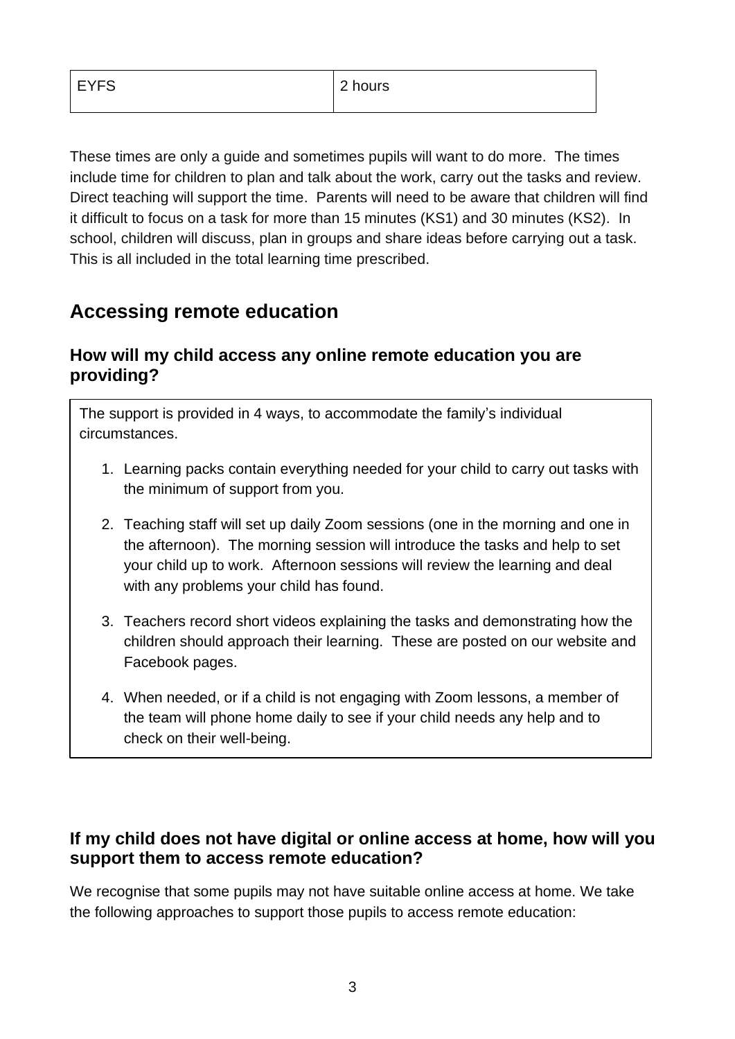| EYFS | 2 hours |
|---|---|

These times are only a guide and sometimes pupils will want to do more. The times include time for children to plan and talk about the work, carry out the tasks and review. Direct teaching will support the time. Parents will need to be aware that children will find it difficult to focus on a task for more than 15 minutes (KS1) and 30 minutes (KS2). In school, children will discuss, plan in groups and share ideas before carrying out a task. This is all included in the total learning time prescribed.

## Accessing remote education

### How will my child access any online remote education you are providing?

The support is provided in 4 ways, to accommodate the family's individual circumstances.

1. Learning packs contain everything needed for your child to carry out tasks with the minimum of support from you.
2. Teaching staff will set up daily Zoom sessions (one in the morning and one in the afternoon). The morning session will introduce the tasks and help to set your child up to work. Afternoon sessions will review the learning and deal with any problems your child has found.
3. Teachers record short videos explaining the tasks and demonstrating how the children should approach their learning. These are posted on our website and Facebook pages.
4. When needed, or if a child is not engaging with Zoom lessons, a member of the team will phone home daily to see if your child needs any help and to check on their well-being.

### If my child does not have digital or online access at home, how will you support them to access remote education?

We recognise that some pupils may not have suitable online access at home. We take the following approaches to support those pupils to access remote education: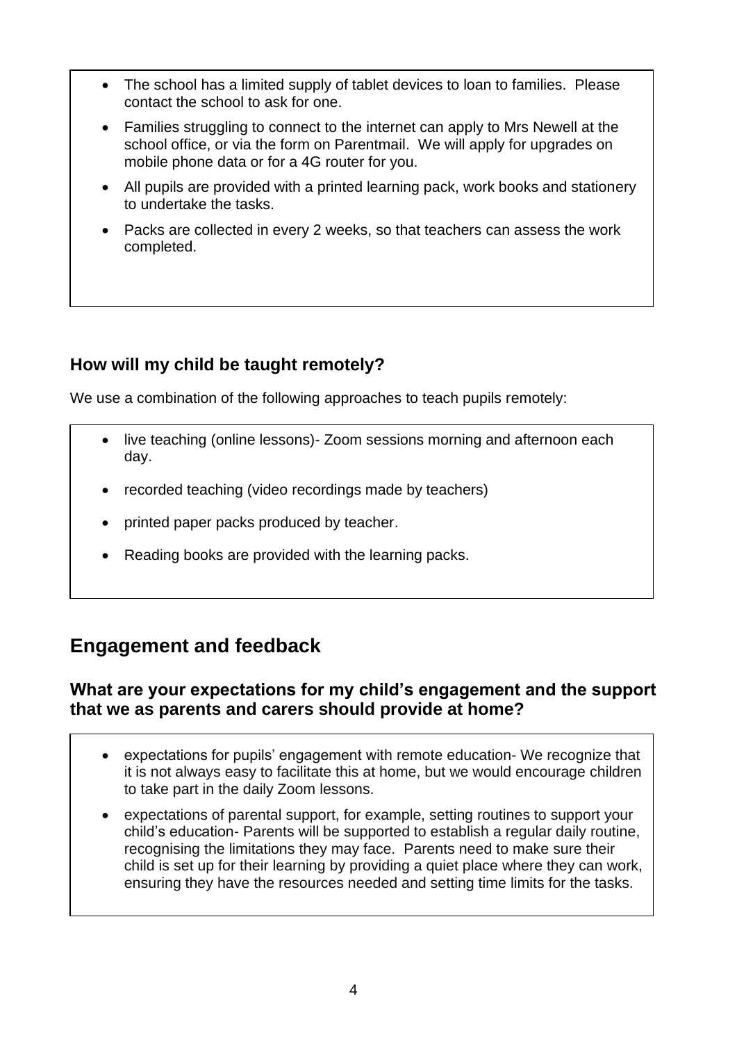- The school has a limited supply of tablet devices to loan to families. Please contact the school to ask for one.
- Families struggling to connect to the internet can apply to Mrs Newell at the school office, or via the form on Parentmail. We will apply for upgrades on mobile phone data or for a 4G router for you.
- All pupils are provided with a printed learning pack, work books and stationery to undertake the tasks.
- Packs are collected in every 2 weeks, so that teachers can assess the work completed.

### How will my child be taught remotely?

We use a combination of the following approaches to teach pupils remotely:

- live teaching (online lessons)- Zoom sessions morning and afternoon each day.
- recorded teaching (video recordings made by teachers)
- printed paper packs produced by teacher.
- Reading books are provided with the learning packs.

## Engagement and feedback

### What are your expectations for my child's engagement and the support that we as parents and carers should provide at home?

- expectations for pupils' engagement with remote education- We recognize that it is not always easy to facilitate this at home, but we would encourage children to take part in the daily Zoom lessons.
- expectations of parental support, for example, setting routines to support your child's education- Parents will be supported to establish a regular daily routine, recognising the limitations they may face. Parents need to make sure their child is set up for their learning by providing a quiet place where they can work, ensuring they have the resources needed and setting time limits for the tasks.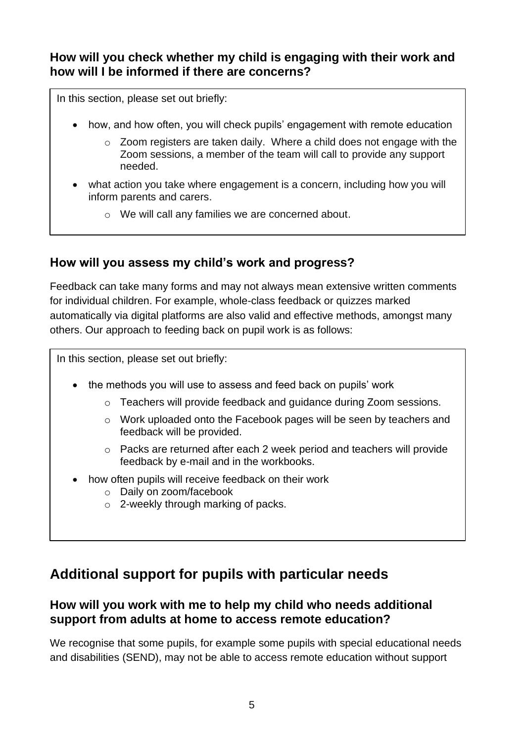### How will you check whether my child is engaging with their work and how will I be informed if there are concerns?

In this section, please set out briefly:

- how, and how often, you will check pupils' engagement with remote education
  - Zoom registers are taken daily. Where a child does not engage with the Zoom sessions, a member of the team will call to provide any support needed.
- what action you take where engagement is a concern, including how you will inform parents and carers.
  - We will call any families we are concerned about.

### How will you assess my child's work and progress?

Feedback can take many forms and may not always mean extensive written comments for individual children. For example, whole-class feedback or quizzes marked automatically via digital platforms are also valid and effective methods, amongst many others. Our approach to feeding back on pupil work is as follows:

In this section, please set out briefly:

- the methods you will use to assess and feed back on pupils' work
  - Teachers will provide feedback and guidance during Zoom sessions.
  - Work uploaded onto the Facebook pages will be seen by teachers and feedback will be provided.
  - Packs are returned after each 2 week period and teachers will provide feedback by e-mail and in the workbooks.
- how often pupils will receive feedback on their work
  - Daily on zoom/facebook
  - 2-weekly through marking of packs.

## Additional support for pupils with particular needs

### How will you work with me to help my child who needs additional support from adults at home to access remote education?

We recognise that some pupils, for example some pupils with special educational needs and disabilities (SEND), may not be able to access remote education without support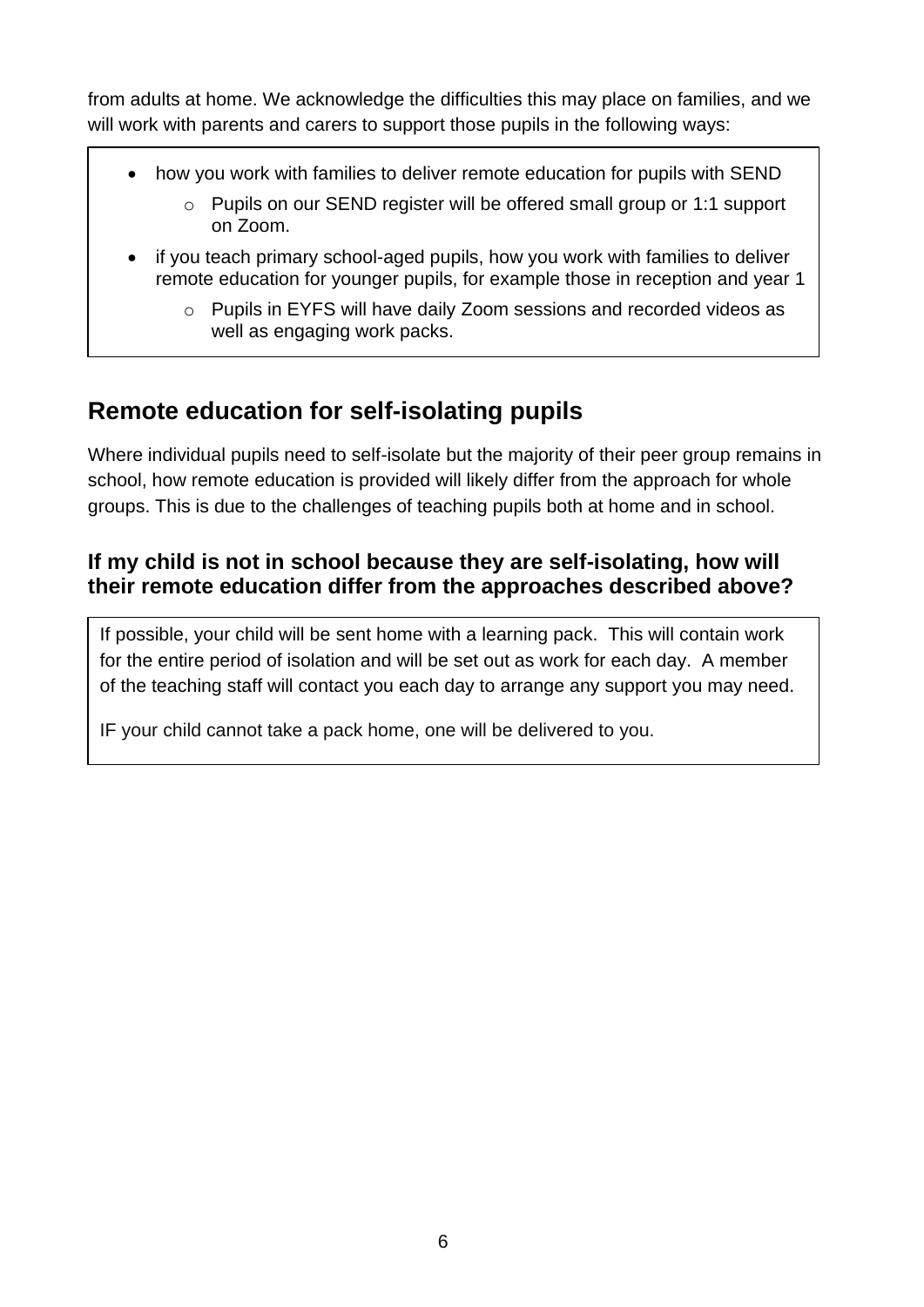from adults at home. We acknowledge the difficulties this may place on families, and we will work with parents and carers to support those pupils in the following ways:

- how you work with families to deliver remote education for pupils with SEND
  - Pupils on our SEND register will be offered small group or 1:1 support on Zoom.
- if you teach primary school-aged pupils, how you work with families to deliver remote education for younger pupils, for example those in reception and year 1
  - Pupils in EYFS will have daily Zoom sessions and recorded videos as well as engaging work packs.

## Remote education for self-isolating pupils

Where individual pupils need to self-isolate but the majority of their peer group remains in school, how remote education is provided will likely differ from the approach for whole groups. This is due to the challenges of teaching pupils both at home and in school.

### If my child is not in school because they are self-isolating, how will their remote education differ from the approaches described above?

If possible, your child will be sent home with a learning pack. This will contain work for the entire period of isolation and will be set out as work for each day. A member of the teaching staff will contact you each day to arrange any support you may need.

IF your child cannot take a pack home, one will be delivered to you.